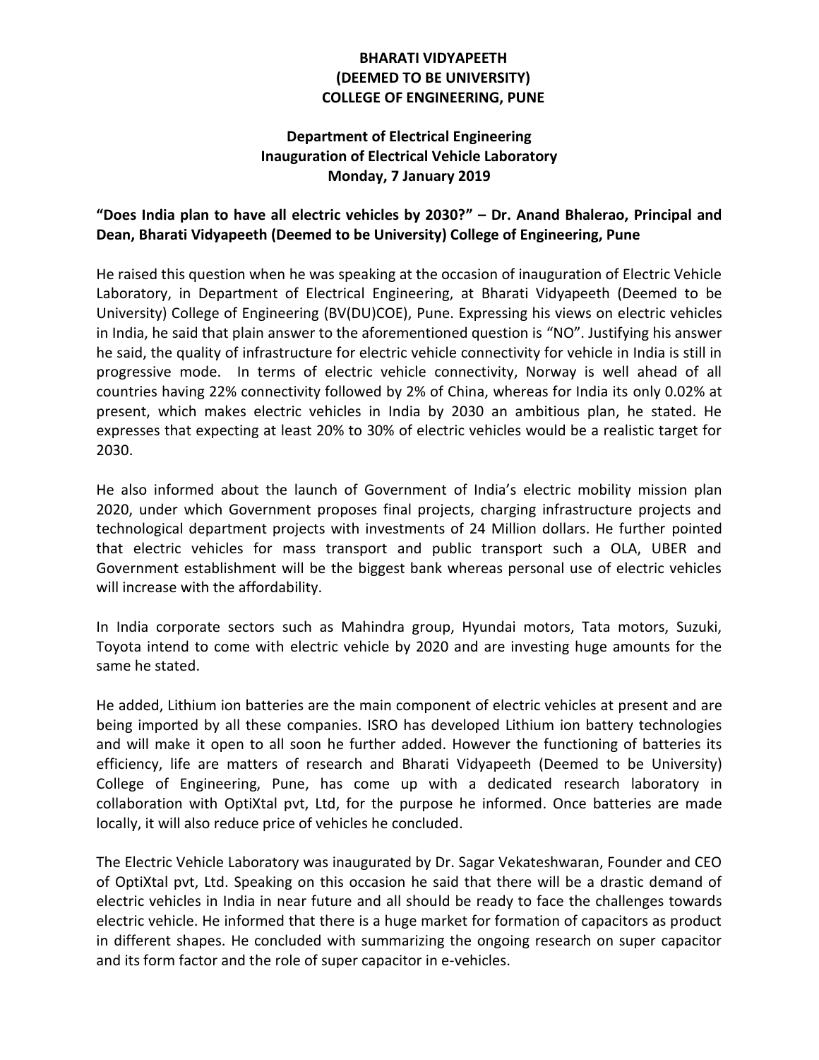**BHARATI VIDYAPEETH**
**(DEEMED TO BE UNIVERSITY)**
**COLLEGE OF ENGINEERING, PUNE**

**Department of Electrical Engineering**
**Inauguration of Electrical Vehicle Laboratory**
**Monday, 7 January 2019**

**"Does India plan to have all electric vehicles by 2030?" – Dr. Anand Bhalerao, Principal and Dean, Bharati Vidyapeeth (Deemed to be University) College of Engineering, Pune**

He raised this question when he was speaking at the occasion of inauguration of Electric Vehicle Laboratory, in Department of Electrical Engineering, at Bharati Vidyapeeth (Deemed to be University) College of Engineering (BV(DU)COE), Pune. Expressing his views on electric vehicles in India, he said that plain answer to the aforementioned question is "NO". Justifying his answer he said, the quality of infrastructure for electric vehicle connectivity for vehicle in India is still in progressive mode. In terms of electric vehicle connectivity, Norway is well ahead of all countries having 22% connectivity followed by 2% of China, whereas for India its only 0.02% at present, which makes electric vehicles in India by 2030 an ambitious plan, he stated. He expresses that expecting at least 20% to 30% of electric vehicles would be a realistic target for 2030.

He also informed about the launch of Government of India's electric mobility mission plan 2020, under which Government proposes final projects, charging infrastructure projects and technological department projects with investments of 24 Million dollars. He further pointed that electric vehicles for mass transport and public transport such a OLA, UBER and Government establishment will be the biggest bank whereas personal use of electric vehicles will increase with the affordability.

In India corporate sectors such as Mahindra group, Hyundai motors, Tata motors, Suzuki, Toyota intend to come with electric vehicle by 2020 and are investing huge amounts for the same he stated.

He added, Lithium ion batteries are the main component of electric vehicles at present and are being imported by all these companies. ISRO has developed Lithium ion battery technologies and will make it open to all soon he further added. However the functioning of batteries its efficiency, life are matters of research and Bharati Vidyapeeth (Deemed to be University) College of Engineering, Pune, has come up with a dedicated research laboratory in collaboration with OptiXtal pvt, Ltd, for the purpose he informed. Once batteries are made locally, it will also reduce price of vehicles he concluded.

The Electric Vehicle Laboratory was inaugurated by Dr. Sagar Vekateshwaran, Founder and CEO of OptiXtal pvt, Ltd. Speaking on this occasion he said that there will be a drastic demand of electric vehicles in India in near future and all should be ready to face the challenges towards electric vehicle. He informed that there is a huge market for formation of capacitors as product in different shapes. He concluded with summarizing the ongoing research on super capacitor and its form factor and the role of super capacitor in e-vehicles.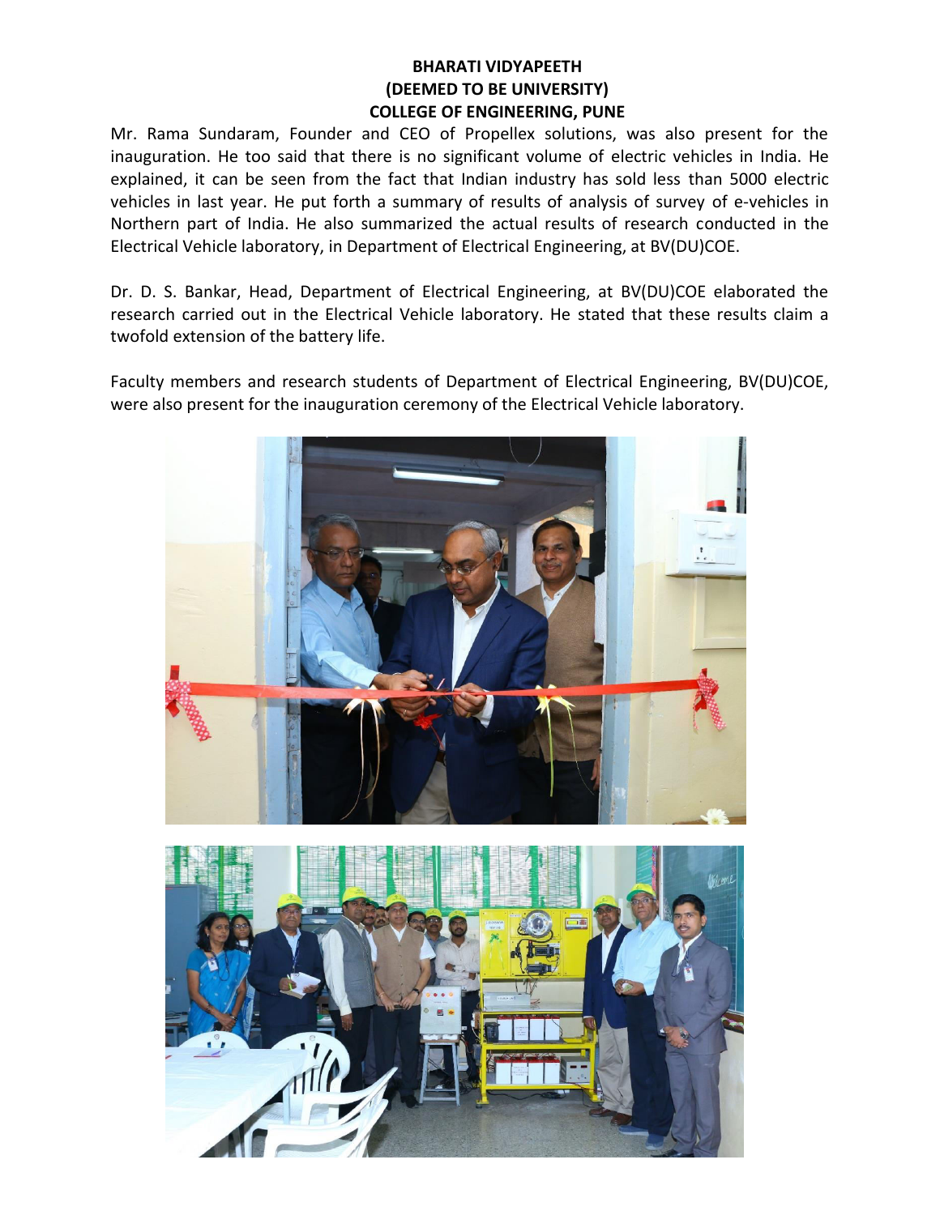**BHARATI VIDYAPEETH**
**(DEEMED TO BE UNIVERSITY)**
**COLLEGE OF ENGINEERING, PUNE**

Mr. Rama Sundaram, Founder and CEO of Propellex solutions, was also present for the inauguration. He too said that there is no significant volume of electric vehicles in India. He explained, it can be seen from the fact that Indian industry has sold less than 5000 electric vehicles in last year. He put forth a summary of results of analysis of survey of e-vehicles in Northern part of India. He also summarized the actual results of research conducted in the Electrical Vehicle laboratory, in Department of Electrical Engineering, at BV(DU)COE.

Dr. D. S. Bankar, Head, Department of Electrical Engineering, at BV(DU)COE elaborated the research carried out in the Electrical Vehicle laboratory. He stated that these results claim a twofold extension of the battery life.

Faculty members and research students of Department of Electrical Engineering, BV(DU)COE, were also present for the inauguration ceremony of the Electrical Vehicle laboratory.